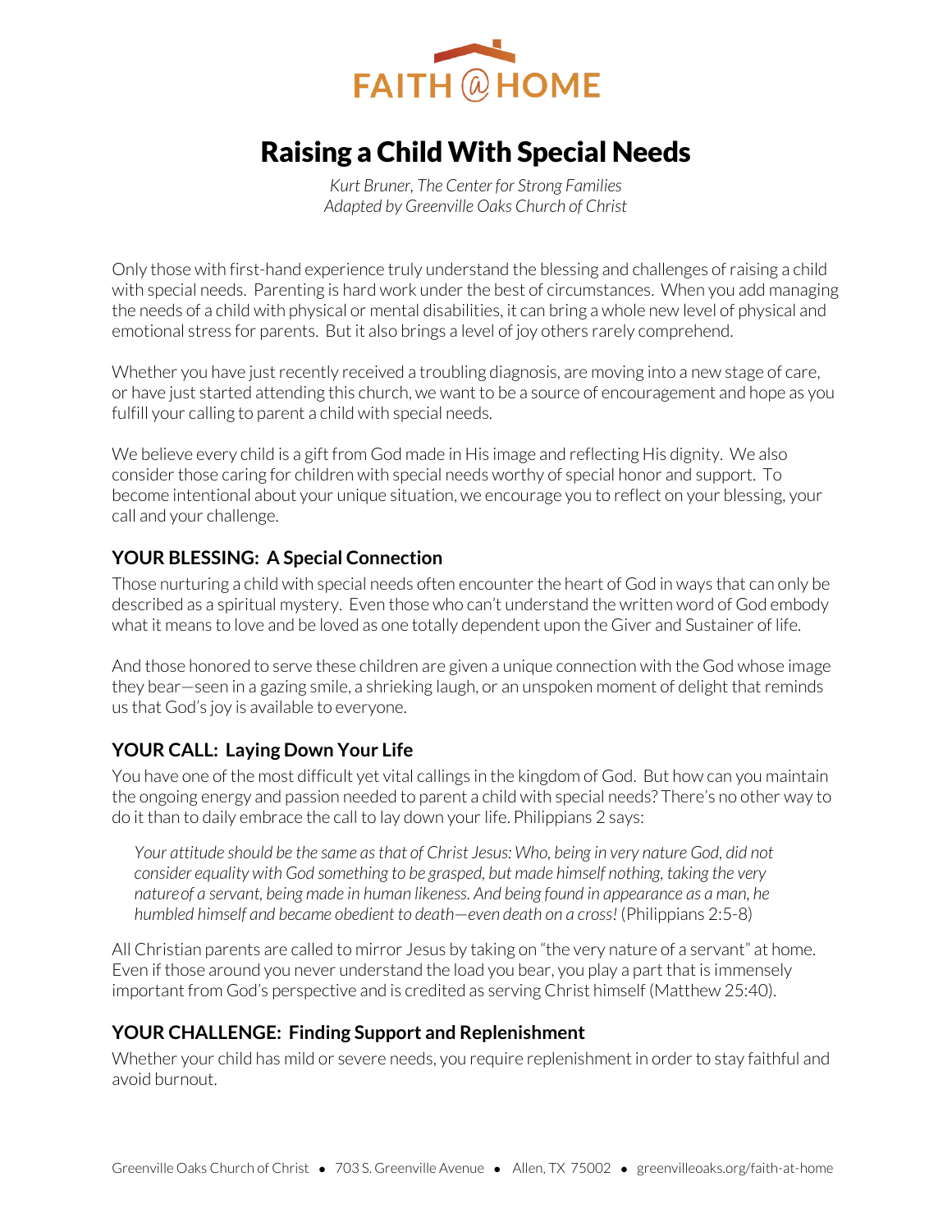FAITH @ HOME

# Raising a Child With Special Needs

*Kurt Bruner, The Center for Strong Families*
*Adapted by Greenville Oaks Church of Christ*

Only those with first-hand experience truly understand the blessing and challenges of raising a child with special needs. Parenting is hard work under the best of circumstances. When you add managing the needs of a child with physical or mental disabilities, it can bring a whole new level of physical and emotional stress for parents. But it also brings a level of joy others rarely comprehend.

Whether you have just recently received a troubling diagnosis, are moving into a new stage of care, or have just started attending this church, we want to be a source of encouragement and hope as you fulfill your calling to parent a child with special needs.

We believe every child is a gift from God made in His image and reflecting His dignity. We also consider those caring for children with special needs worthy of special honor and support. To become intentional about your unique situation, we encourage you to reflect on your blessing, your call and your challenge.

## YOUR BLESSING: A Special Connection

Those nurturing a child with special needs often encounter the heart of God in ways that can only be described as a spiritual mystery. Even those who can't understand the written word of God embody what it means to love and be loved as one totally dependent upon the Giver and Sustainer of life.

And those honored to serve these children are given a unique connection with the God whose image they bear—seen in a gazing smile, a shrieking laugh, or an unspoken moment of delight that reminds us that God's joy is available to everyone.

## YOUR CALL: Laying Down Your Life

You have one of the most difficult yet vital callings in the kingdom of God. But how can you maintain the ongoing energy and passion needed to parent a child with special needs? There's no other way to do it than to daily embrace the call to lay down your life. Philippians 2 says:

> *Your attitude should be the same as that of Christ Jesus: Who, being in very nature God, did not consider equality with God something to be grasped, but made himself nothing, taking the very nature of a servant, being made in human likeness. And being found in appearance as a man, he humbled himself and became obedient to death—even death on a cross!* (Philippians 2:5-8)

All Christian parents are called to mirror Jesus by taking on "the very nature of a servant" at home. Even if those around you never understand the load you bear, you play a part that is immensely important from God's perspective and is credited as serving Christ himself (Matthew 25:40).

## YOUR CHALLENGE: Finding Support and Replenishment

Whether your child has mild or severe needs, you require replenishment in order to stay faithful and avoid burnout.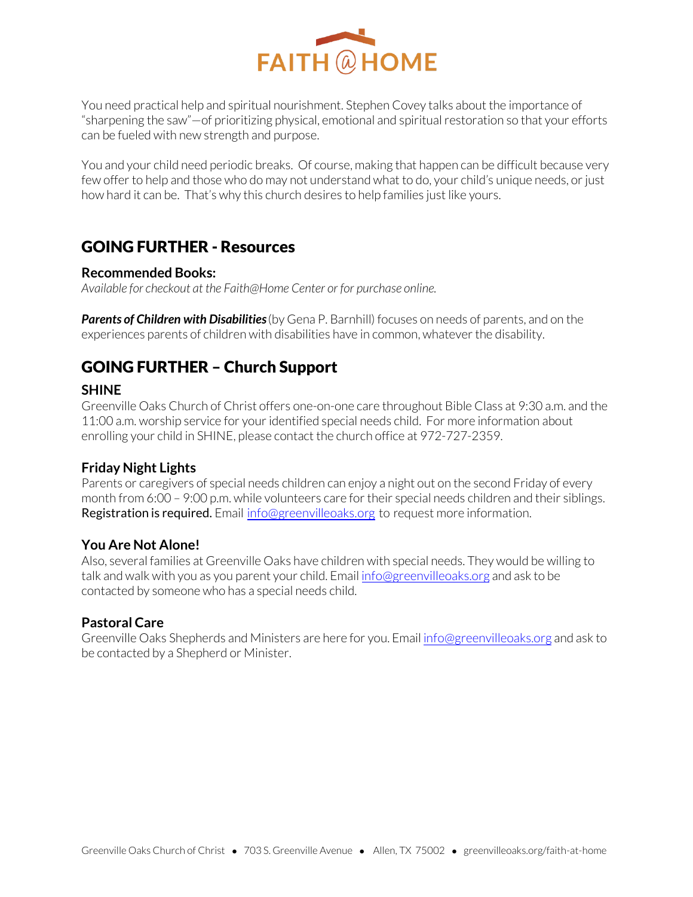# FAITH @ HOME

You need practical help and spiritual nourishment. Stephen Covey talks about the importance of "sharpening the saw"—of prioritizing physical, emotional and spiritual restoration so that your efforts can be fueled with new strength and purpose.

You and your child need periodic breaks. Of course, making that happen can be difficult because very few offer to help and those who do may not understand what to do, your child's unique needs, or just how hard it can be. That's why this church desires to help families just like yours.

## GOING FURTHER - Resources

### Recommended Books:

*Available for checkout at the Faith@Home Center or for purchase online.*

***Parents of Children with Disabilities*** (by Gena P. Barnhill) focuses on needs of parents, and on the experiences parents of children with disabilities have in common, whatever the disability.

## GOING FURTHER – Church Support

### SHINE

Greenville Oaks Church of Christ offers one-on-one care throughout Bible Class at 9:30 a.m. and the 11:00 a.m. worship service for your identified special needs child. For more information about enrolling your child in SHINE, please contact the church office at 972-727-2359.

### Friday Night Lights

Parents or caregivers of special needs children can enjoy a night out on the second Friday of every month from 6:00 – 9:00 p.m. while volunteers care for their special needs children and their siblings. **Registration is required.** Email info@greenvilleoaks.org to request more information.

### You Are Not Alone!

Also, several families at Greenville Oaks have children with special needs. They would be willing to talk and walk with you as you parent your child. Email info@greenvilleoaks.org and ask to be contacted by someone who has a special needs child.

### Pastoral Care

Greenville Oaks Shepherds and Ministers are here for you. Email info@greenvilleoaks.org and ask to be contacted by a Shepherd or Minister.

Greenville Oaks Church of Christ • 703 S. Greenville Avenue • Allen, TX 75002 • greenvilleoaks.org/faith-at-home